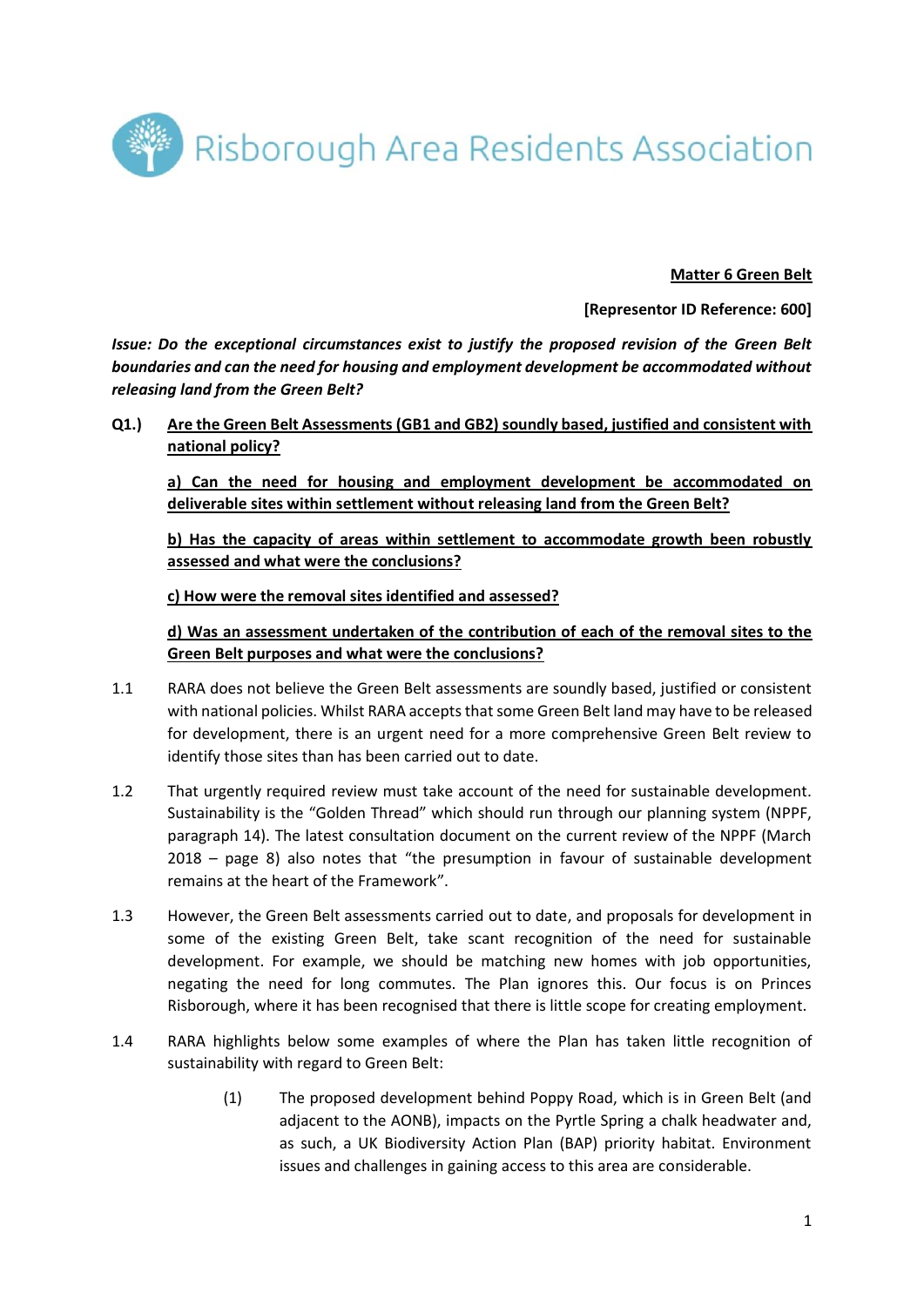Risborough Area Residents Association

**Matter 6 Green Belt**

**[Representor ID Reference: 600]**

***Issue: Do the exceptional circumstances exist to justify the proposed revision of the Green Belt boundaries and can the need for housing and employment development be accommodated without releasing land from the Green Belt?***

**Q1.)** **Are the Green Belt Assessments (GB1 and GB2) soundly based, justified and consistent with national policy?**

**a) Can the need for housing and employment development be accommodated on deliverable sites within settlement without releasing land from the Green Belt?**

**b) Has the capacity of areas within settlement to accommodate growth been robustly assessed and what were the conclusions?**

**c) How were the removal sites identified and assessed?**

**d) Was an assessment undertaken of the contribution of each of the removal sites to the Green Belt purposes and what were the conclusions?**

1.1 RARA does not believe the Green Belt assessments are soundly based, justified or consistent with national policies. Whilst RARA accepts that some Green Belt land may have to be released for development, there is an urgent need for a more comprehensive Green Belt review to identify those sites than has been carried out to date.

1.2 That urgently required review must take account of the need for sustainable development. Sustainability is the "Golden Thread" which should run through our planning system (NPPF, paragraph 14). The latest consultation document on the current review of the NPPF (March 2018 – page 8) also notes that "the presumption in favour of sustainable development remains at the heart of the Framework".

1.3 However, the Green Belt assessments carried out to date, and proposals for development in some of the existing Green Belt, take scant recognition of the need for sustainable development. For example, we should be matching new homes with job opportunities, negating the need for long commutes. The Plan ignores this. Our focus is on Princes Risborough, where it has been recognised that there is little scope for creating employment.

1.4 RARA highlights below some examples of where the Plan has taken little recognition of sustainability with regard to Green Belt:

(1) The proposed development behind Poppy Road, which is in Green Belt (and adjacent to the AONB), impacts on the Pyrtle Spring a chalk headwater and, as such, a UK Biodiversity Action Plan (BAP) priority habitat. Environment issues and challenges in gaining access to this area are considerable.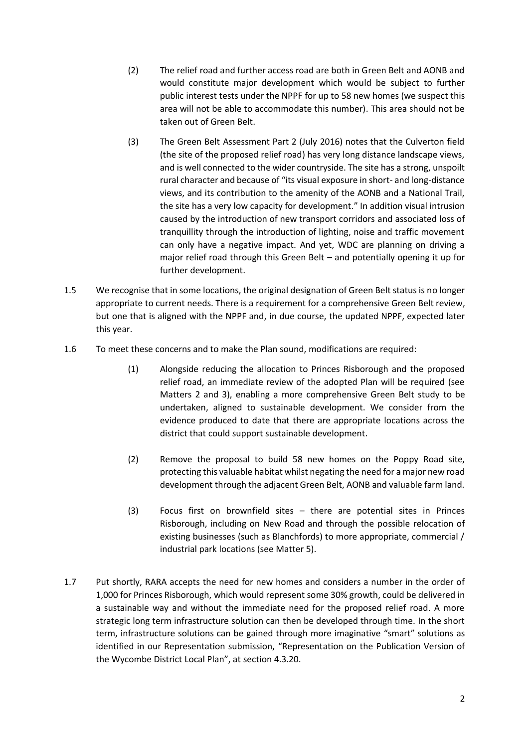(2) The relief road and further access road are both in Green Belt and AONB and would constitute major development which would be subject to further public interest tests under the NPPF for up to 58 new homes (we suspect this area will not be able to accommodate this number). This area should not be taken out of Green Belt.

(3) The Green Belt Assessment Part 2 (July 2016) notes that the Culverton field (the site of the proposed relief road) has very long distance landscape views, and is well connected to the wider countryside. The site has a strong, unspoilt rural character and because of "its visual exposure in short- and long-distance views, and its contribution to the amenity of the AONB and a National Trail, the site has a very low capacity for development." In addition visual intrusion caused by the introduction of new transport corridors and associated loss of tranquillity through the introduction of lighting, noise and traffic movement can only have a negative impact. And yet, WDC are planning on driving a major relief road through this Green Belt – and potentially opening it up for further development.

1.5 We recognise that in some locations, the original designation of Green Belt status is no longer appropriate to current needs. There is a requirement for a comprehensive Green Belt review, but one that is aligned with the NPPF and, in due course, the updated NPPF, expected later this year.

1.6 To meet these concerns and to make the Plan sound, modifications are required:

(1) Alongside reducing the allocation to Princes Risborough and the proposed relief road, an immediate review of the adopted Plan will be required (see Matters 2 and 3), enabling a more comprehensive Green Belt study to be undertaken, aligned to sustainable development. We consider from the evidence produced to date that there are appropriate locations across the district that could support sustainable development.

(2) Remove the proposal to build 58 new homes on the Poppy Road site, protecting this valuable habitat whilst negating the need for a major new road development through the adjacent Green Belt, AONB and valuable farm land.

(3) Focus first on brownfield sites – there are potential sites in Princes Risborough, including on New Road and through the possible relocation of existing businesses (such as Blanchfords) to more appropriate, commercial / industrial park locations (see Matter 5).

1.7 Put shortly, RARA accepts the need for new homes and considers a number in the order of 1,000 for Princes Risborough, which would represent some 30% growth, could be delivered in a sustainable way and without the immediate need for the proposed relief road. A more strategic long term infrastructure solution can then be developed through time. In the short term, infrastructure solutions can be gained through more imaginative "smart" solutions as identified in our Representation submission, "Representation on the Publication Version of the Wycombe District Local Plan", at section 4.3.20.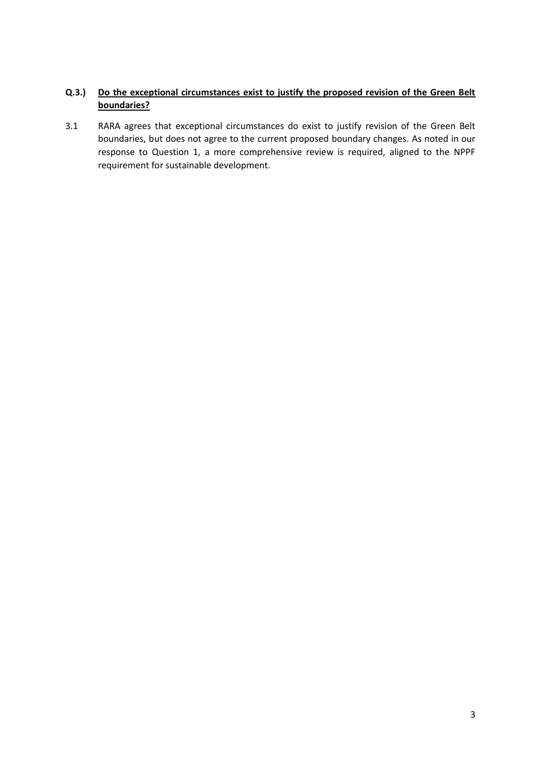**Q.3.)** **<u>Do the exceptional circumstances exist to justify the proposed revision of the Green Belt boundaries?</u>**

3.1 RARA agrees that exceptional circumstances do exist to justify revision of the Green Belt boundaries, but does not agree to the current proposed boundary changes. As noted in our response to Question 1, a more comprehensive review is required, aligned to the NPPF requirement for sustainable development.